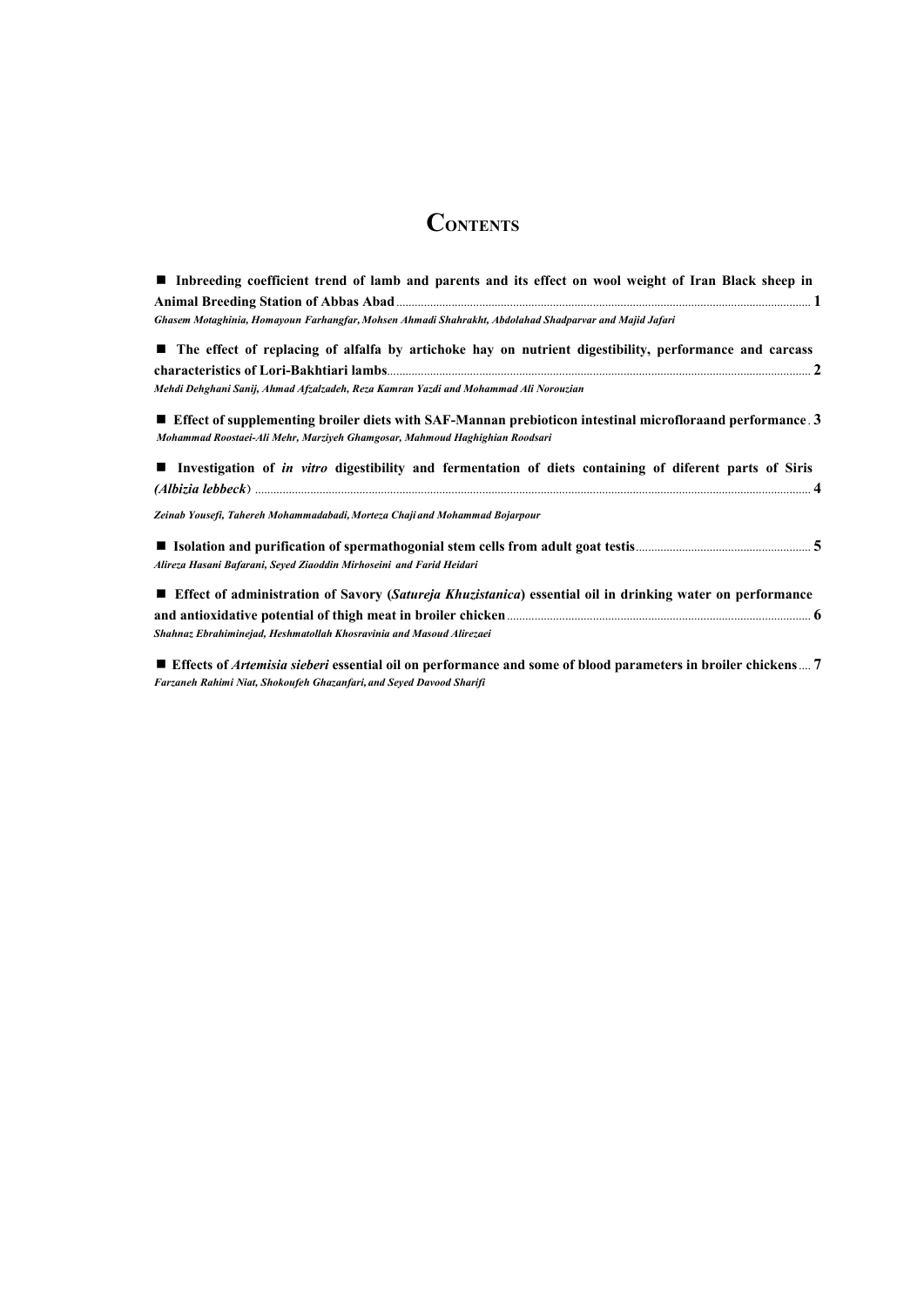# Contents

- **Inbreeding coefficient trend of lamb and parents and its effect on wool weight of Iran Black sheep in Animal Breeding Station of Abbas Abad** ........ **1**
*Ghasem Motaghinia, Homayoun Farhangfar, Mohsen Ahmadi Shahrakht, Abdolahad Shadparvar and Majid Jafari*

- **The effect of replacing of alfalfa by artichoke hay on nutrient digestibility, performance and carcass characteristics of Lori-Bakhtiari lambs** ........ **2**
*Mehdi Dehghani Sanij, Ahmad Afzalzadeh, Reza Kamran Yazdi and Mohammad Ali Norouzian*

- **Effect of supplementing broiler diets with SAF-Mannan prebioticon intestinal microfloraand performance** . **3**
*Mohammad Roostaei-Ali Mehr, Marziyeh Ghamgosar, Mahmoud Haghighian Roodsari*

- **Investigation of *in vitro* digestibility and fermentation of diets containing of diferent parts of Siris *(Albizia lebbeck*)** ........ **4**
*Zeinab Yousefi, Tahereh Mohammadabadi, Morteza Chaji and Mohammad Bojarpour*

- **Isolation and purification of spermathogonial stem cells from adult goat testis** ........ **5**
*Alireza Hasani Bafarani, Seyed Ziaoddin Mirhoseini and Farid Heidari*

- **Effect of administration of Savory (*Satureja Khuzistanica*) essential oil in drinking water on performance and antioxidative potential of thigh meat in broiler chicken** ........ **6**
*Shahnaz Ebrahiminejad, Heshmatollah Khosravinia and Masoud Alirezaei*

- **Effects of *Artemisia sieberi* essential oil on performance and some of blood parameters in broiler chickens** .... **7**
*Farzaneh Rahimi Niat, Shokoufeh Ghazanfari, and Seyed Davood Sharifi*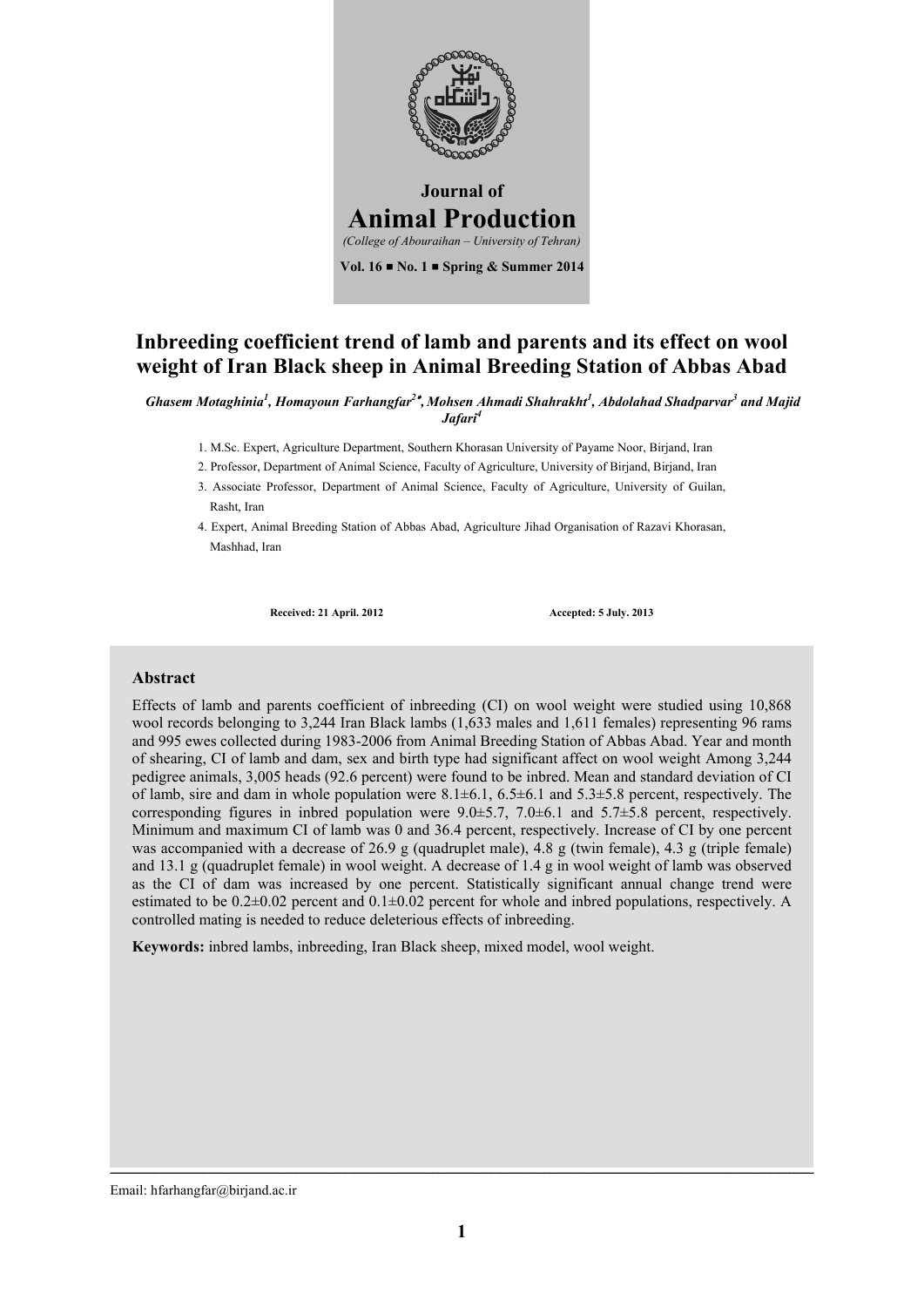Journal of

# Animal Production

*(College of Abouraihan – University of Tehran)*

**Vol. 16 ■ No. 1 ■ Spring & Summer 2014**

## Inbreeding coefficient trend of lamb and parents and its effect on wool weight of Iran Black sheep in Animal Breeding Station of Abbas Abad

***Ghasem Motaghinia[1], Homayoun Farhangfar[2\*], Mohsen Ahmadi Shahrakht[1], Abdolahad Shadparvar[3] and Majid Jafari[4]***

1. M.Sc. Expert, Agriculture Department, Southern Khorasan University of Payame Noor, Birjand, Iran
2. Professor, Department of Animal Science, Faculty of Agriculture, University of Birjand, Birjand, Iran
3. Associate Professor, Department of Animal Science, Faculty of Agriculture, University of Guilan, Rasht, Iran
4. Expert, Animal Breeding Station of Abbas Abad, Agriculture Jihad Organisation of Razavi Khorasan, Mashhad, Iran

**Received: 21 April. 2012** **Accepted: 5 July. 2013**

### Abstract

Effects of lamb and parents coefficient of inbreeding (CI) on wool weight were studied using 10,868 wool records belonging to 3,244 Iran Black lambs (1,633 males and 1,611 females) representing 96 rams and 995 ewes collected during 1983-2006 from Animal Breeding Station of Abbas Abad. Year and month of shearing, CI of lamb and dam, sex and birth type had significant affect on wool weight Among 3,244 pedigree animals, 3,005 heads (92.6 percent) were found to be inbred. Mean and standard deviation of CI of lamb, sire and dam in whole population were 8.1±6.1, 6.5±6.1 and 5.3±5.8 percent, respectively. The corresponding figures in inbred population were 9.0±5.7, 7.0±6.1 and 5.7±5.8 percent, respectively. Minimum and maximum CI of lamb was 0 and 36.4 percent, respectively. Increase of CI by one percent was accompanied with a decrease of 26.9 g (quadruplet male), 4.8 g (twin female), 4.3 g (triple female) and 13.1 g (quadruplet female) in wool weight. A decrease of 1.4 g in wool weight of lamb was observed as the CI of dam was increased by one percent. Statistically significant annual change trend were estimated to be 0.2±0.02 percent and 0.1±0.02 percent for whole and inbred populations, respectively. A controlled mating is needed to reduce deleterious effects of inbreeding.

**Keywords:** inbred lambs, inbreeding, Iran Black sheep, mixed model, wool weight.

Email: hfarhangfar@birjand.ac.ir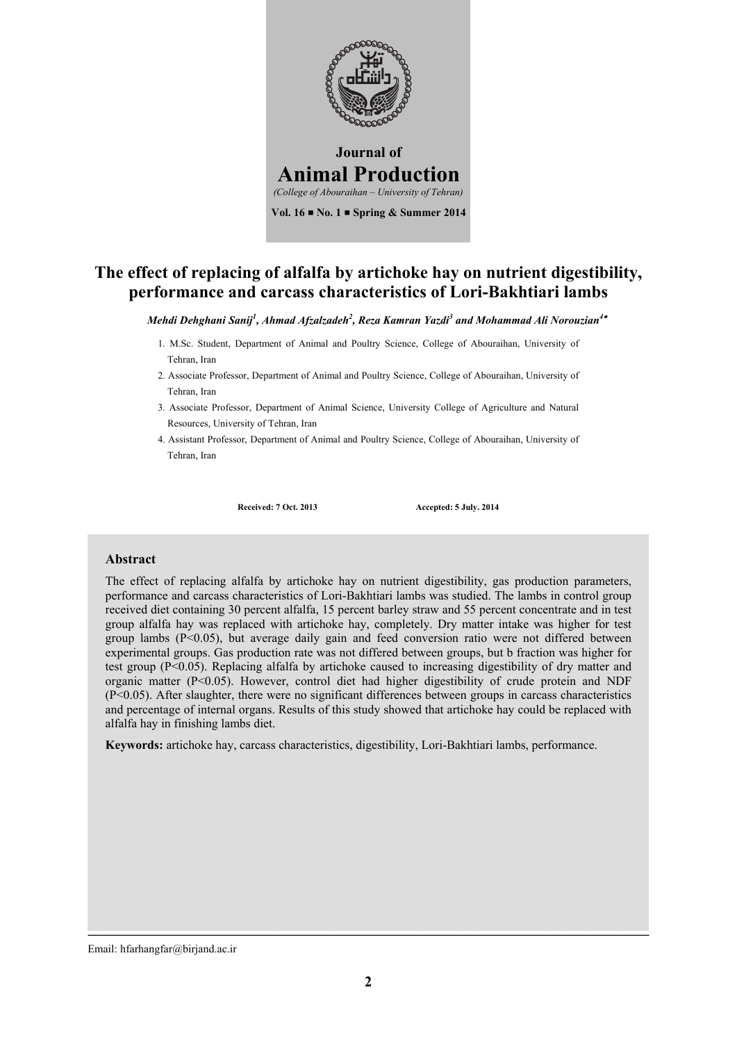**Journal of**

**Animal Production**

*(College of Abouraihan – University of Tehran)*

**Vol. 16 ■ No. 1 ■ Spring & Summer 2014**

# The effect of replacing of alfalfa by artichoke hay on nutrient digestibility, performance and carcass characteristics of Lori-Bakhtiari lambs

***Mehdi Dehghani Sanij[1], Ahmad Afzalzadeh[2], Reza Kamran Yazdi[3] and Mohammad Ali Norouzian[4]\****

1. M.Sc. Student, Department of Animal and Poultry Science, College of Abouraihan, University of Tehran, Iran
2. Associate Professor, Department of Animal and Poultry Science, College of Abouraihan, University of Tehran, Iran
3. Associate Professor, Department of Animal Science, University College of Agriculture and Natural Resources, University of Tehran, Iran
4. Assistant Professor, Department of Animal and Poultry Science, College of Abouraihan, University of Tehran, Iran

**Received: 7 Oct. 2013** **Accepted: 5 July. 2014**

### Abstract

The effect of replacing alfalfa by artichoke hay on nutrient digestibility, gas production parameters, performance and carcass characteristics of Lori-Bakhtiari lambs was studied. The lambs in control group received diet containing 30 percent alfalfa, 15 percent barley straw and 55 percent concentrate and in test group alfalfa hay was replaced with artichoke hay, completely. Dry matter intake was higher for test group lambs ($P<0.05$), but average daily gain and feed conversion ratio were not differed between experimental groups. Gas production rate was not differed between groups, but b fraction was higher for test group ($P<0.05$). Replacing alfalfa by artichoke caused to increasing digestibility of dry matter and organic matter ($P<0.05$). However, control diet had higher digestibility of crude protein and NDF ($P<0.05$). After slaughter, there were no significant differences between groups in carcass characteristics and percentage of internal organs. Results of this study showed that artichoke hay could be replaced with alfalfa hay in finishing lambs diet.

**Keywords:** artichoke hay, carcass characteristics, digestibility, Lori-Bakhtiari lambs, performance.

Email: hfarhangfar@birjand.ac.ir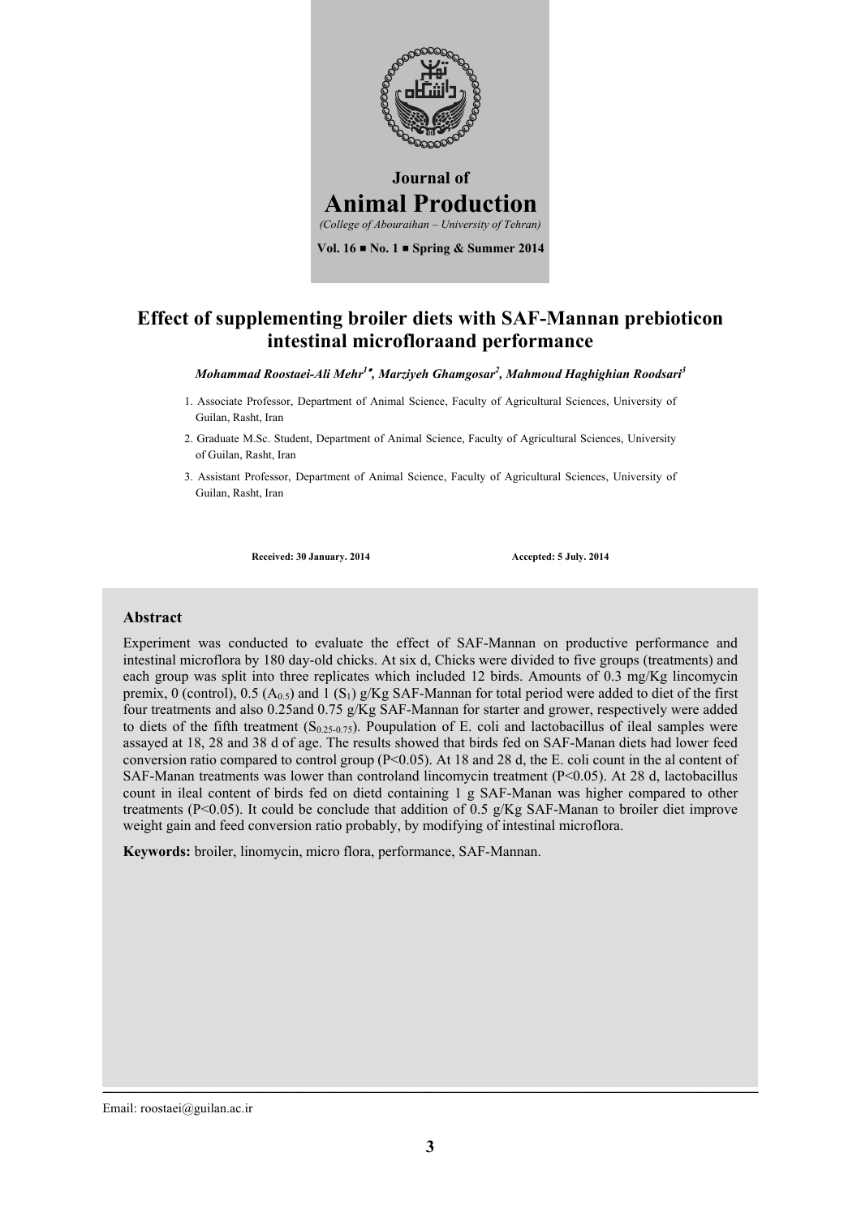Journal of

# Animal Production

*(College of Abouraihan – University of Tehran)*

**Vol. 16 ■ No. 1 ■ Spring & Summer 2014**

# Effect of supplementing broiler diets with SAF-Mannan prebioticon intestinal microfloraand performance

***Mohammad Roostaei-Ali Mehr[1]\*, Marziyeh Ghamgosar[2], Mahmoud Haghighian Roodsari[3]***

1. Associate Professor, Department of Animal Science, Faculty of Agricultural Sciences, University of Guilan, Rasht, Iran
2. Graduate M.Sc. Student, Department of Animal Science, Faculty of Agricultural Sciences, University of Guilan, Rasht, Iran
3. Assistant Professor, Department of Animal Science, Faculty of Agricultural Sciences, University of Guilan, Rasht, Iran

**Received: 30 January. 2014** **Accepted: 5 July. 2014**

## Abstract

Experiment was conducted to evaluate the effect of SAF-Mannan on productive performance and intestinal microflora by 180 day-old chicks. At six d, Chicks were divided to five groups (treatments) and each group was split into three replicates which included 12 birds. Amounts of 0.3 mg/Kg lincomycin premix, 0 (control), 0.5 ($A_{0.5}$) and 1 ($S_1$) g/Kg SAF-Mannan for total period were added to diet of the first four treatments and also 0.25and 0.75 g/Kg SAF-Mannan for starter and grower, respectively were added to diets of the fifth treatment ($S_{0.25-0.75}$). Poupulation of E. coli and lactobacillus of ileal samples were assayed at 18, 28 and 38 d of age. The results showed that birds fed on SAF-Manan diets had lower feed conversion ratio compared to control group ($P<0.05$). At 18 and 28 d, the E. coli count in the al content of SAF-Manan treatments was lower than controland lincomycin treatment ($P<0.05$). At 28 d, lactobacillus count in ileal content of birds fed on dietd containing 1 g SAF-Manan was higher compared to other treatments ($P<0.05$). It could be conclude that addition of 0.5 g/Kg SAF-Manan to broiler diet improve weight gain and feed conversion ratio probably, by modifying of intestinal microflora.

**Keywords:** broiler, linomycin, micro flora, performance, SAF-Mannan.

Email: roostaei@guilan.ac.ir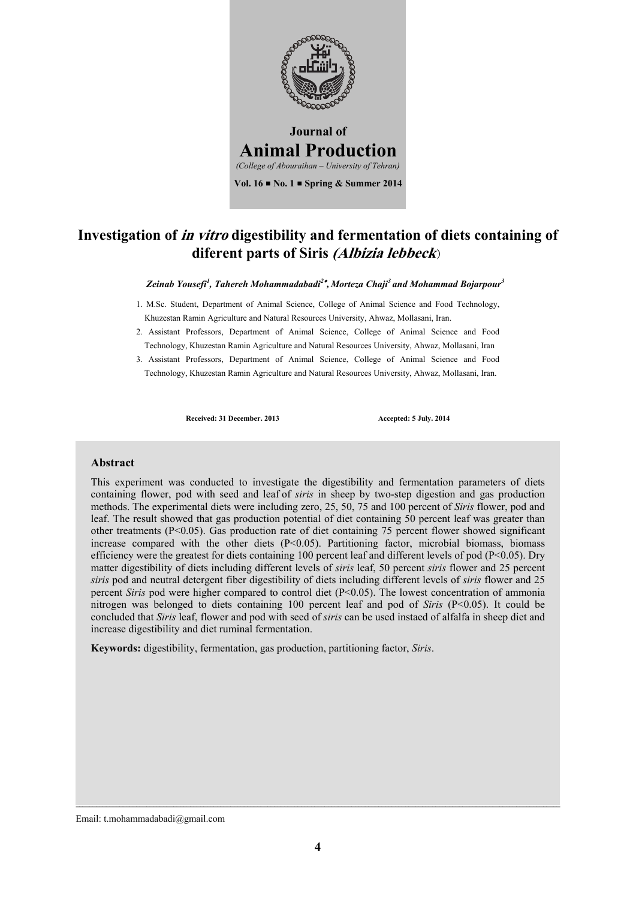Journal of

# Animal Production

*(College of Abouraihan – University of Tehran)*

Vol. 16 ■ No. 1 ■ Spring & Summer 2014

# Investigation of *in vitro* digestibility and fermentation of diets containing of diferent parts of Siris *(Albizia lebbeck*)

***Zeinab Yousefi[1], Tahereh Mohammadabadi[2]\*, Morteza Chaji[3] and Mohammad Bojarpour[3]***

1. M.Sc. Student, Department of Animal Science, College of Animal Science and Food Technology, Khuzestan Ramin Agriculture and Natural Resources University, Ahwaz, Mollasani, Iran.
2. Assistant Professors, Department of Animal Science, College of Animal Science and Food Technology, Khuzestan Ramin Agriculture and Natural Resources University, Ahwaz, Mollasani, Iran
3. Assistant Professors, Department of Animal Science, College of Animal Science and Food Technology, Khuzestan Ramin Agriculture and Natural Resources University, Ahwaz, Mollasani, Iran.

**Received: 31 December. 2013** **Accepted: 5 July. 2014**

### Abstract

This experiment was conducted to investigate the digestibility and fermentation parameters of diets containing flower, pod with seed and leaf of *siris* in sheep by two-step digestion and gas production methods. The experimental diets were including zero, 25, 50, 75 and 100 percent of *Siris* flower, pod and leaf. The result showed that gas production potential of diet containing 50 percent leaf was greater than other treatments ($P<0.05$). Gas production rate of diet containing 75 percent flower showed significant increase compared with the other diets ($P<0.05$). Partitioning factor, microbial biomass, biomass efficiency were the greatest for diets containing 100 percent leaf and different levels of pod ($P<0.05$). Dry matter digestibility of diets including different levels of *siris* leaf, 50 percent *siris* flower and 25 percent *siris* pod and neutral detergent fiber digestibility of diets including different levels of *siris* flower and 25 percent *Siris* pod were higher compared to control diet ($P<0.05$). The lowest concentration of ammonia nitrogen was belonged to diets containing 100 percent leaf and pod of *Siris* ($P<0.05$). It could be concluded that *Siris* leaf, flower and pod with seed of *siris* can be used instaed of alfalfa in sheep diet and increase digestibility and diet ruminal fermentation.

**Keywords:** digestibility, fermentation, gas production, partitioning factor, *Siris*.

Email: t.mohammadabadi@gmail.com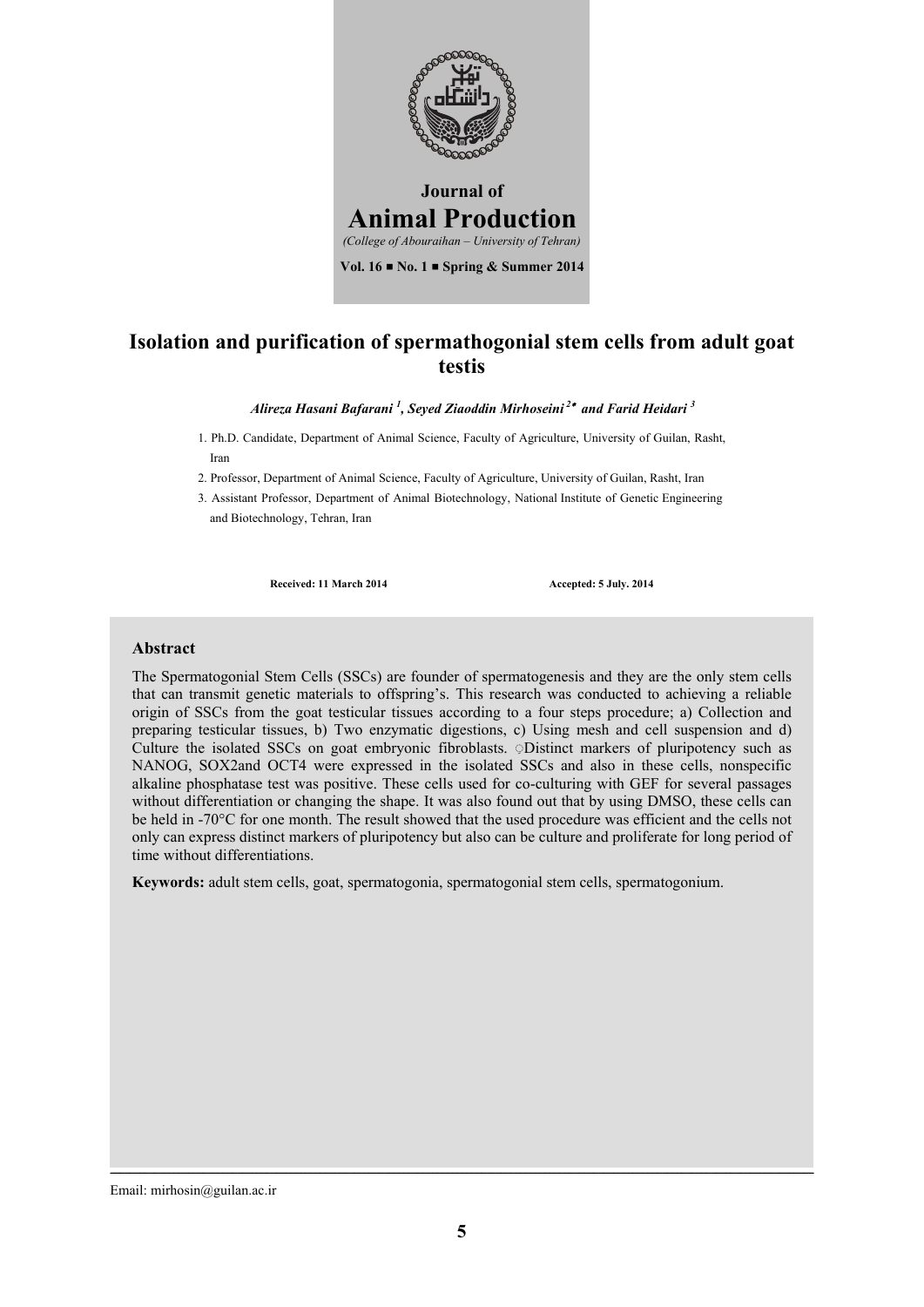Journal of

# Animal Production

*(College of Abouraihan – University of Tehran)*

**Vol. 16 ■ No. 1 ■ Spring & Summer 2014**

# Isolation and purification of spermathogonial stem cells from adult goat testis

***Alireza Hasani Bafarani [1], Seyed Ziaoddin Mirhoseini [2]\* and Farid Heidari [3]***

1. Ph.D. Candidate, Department of Animal Science, Faculty of Agriculture, University of Guilan, Rasht, Iran
2. Professor, Department of Animal Science, Faculty of Agriculture, University of Guilan, Rasht, Iran
3. Assistant Professor, Department of Animal Biotechnology, National Institute of Genetic Engineering and Biotechnology, Tehran, Iran

**Received: 11 March 2014** **Accepted: 5 July. 2014**

## Abstract

The Spermatogonial Stem Cells (SSCs) are founder of spermatogenesis and they are the only stem cells that can transmit genetic materials to offspring's. This research was conducted to achieving a reliable origin of SSCs from the goat testicular tissues according to a four steps procedure; a) Collection and preparing testicular tissues, b) Two enzymatic digestions, c) Using mesh and cell suspension and d) Culture the isolated SSCs on goat embryonic fibroblasts. Distinct markers of pluripotency such as NANOG, SOX2and OCT4 were expressed in the isolated SSCs and also in these cells, nonspecific alkaline phosphatase test was positive. These cells used for co-culturing with GEF for several passages without differentiation or changing the shape. It was also found out that by using DMSO, these cells can be held in -70°C for one month. The result showed that the used procedure was efficient and the cells not only can express distinct markers of pluripotency but also can be culture and proliferate for long period of time without differentiations.

**Keywords:** adult stem cells, goat, spermatogonia, spermatogonial stem cells, spermatogonium.

Email: mirhosin@guilan.ac.ir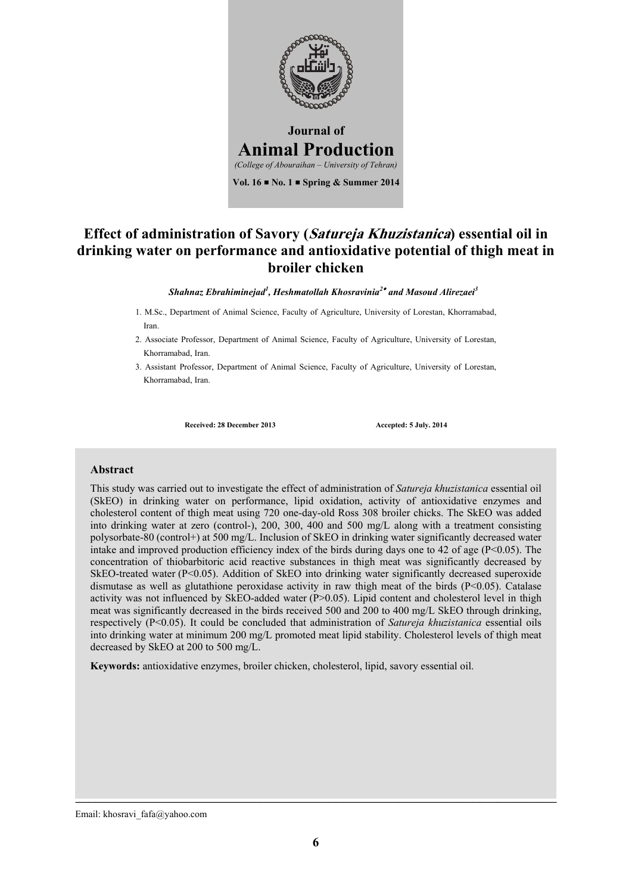Journal of

# Animal Production

*(College of Abouraihan – University of Tehran)*

**Vol. 16 ■ No. 1 ■ Spring & Summer 2014**

# Effect of administration of Savory (*Satureja Khuzistanica*) essential oil in drinking water on performance and antioxidative potential of thigh meat in broiler chicken

***Shahnaz Ebrahiminejad[1], Heshmatollah Khosravinia[2*] and Masoud Alirezaei[3]***

1. M.Sc., Department of Animal Science, Faculty of Agriculture, University of Lorestan, Khorramabad, Iran.
2. Associate Professor, Department of Animal Science, Faculty of Agriculture, University of Lorestan, Khorramabad, Iran.
3. Assistant Professor, Department of Animal Science, Faculty of Agriculture, University of Lorestan, Khorramabad, Iran.

**Received: 28 December 2013** **Accepted: 5 July. 2014**

## Abstract

This study was carried out to investigate the effect of administration of *Satureja khuzistanica* essential oil (SkEO) in drinking water on performance, lipid oxidation, activity of antioxidative enzymes and cholesterol content of thigh meat using 720 one-day-old Ross 308 broiler chicks. The SkEO was added into drinking water at zero (control-), 200, 300, 400 and 500 mg/L along with a treatment consisting polysorbate-80 (control+) at 500 mg/L. Inclusion of SkEO in drinking water significantly decreased water intake and improved production efficiency index of the birds during days one to 42 of age ($P<0.05$). The concentration of thiobarbitoric acid reactive substances in thigh meat was significantly decreased by SkEO-treated water ($P<0.05$). Addition of SkEO into drinking water significantly decreased superoxide dismutase as well as glutathione peroxidase activity in raw thigh meat of the birds ($P<0.05$). Catalase activity was not influenced by SkEO-added water ($P>0.05$). Lipid content and cholesterol level in thigh meat was significantly decreased in the birds received 500 and 200 to 400 mg/L SkEO through drinking, respectively ($P<0.05$). It could be concluded that administration of *Satureja khuzistanica* essential oils into drinking water at minimum 200 mg/L promoted meat lipid stability. Cholesterol levels of thigh meat decreased by SkEO at 200 to 500 mg/L.

**Keywords:** antioxidative enzymes, broiler chicken, cholesterol, lipid, savory essential oil.

Email: khosravi_fafa@yahoo.com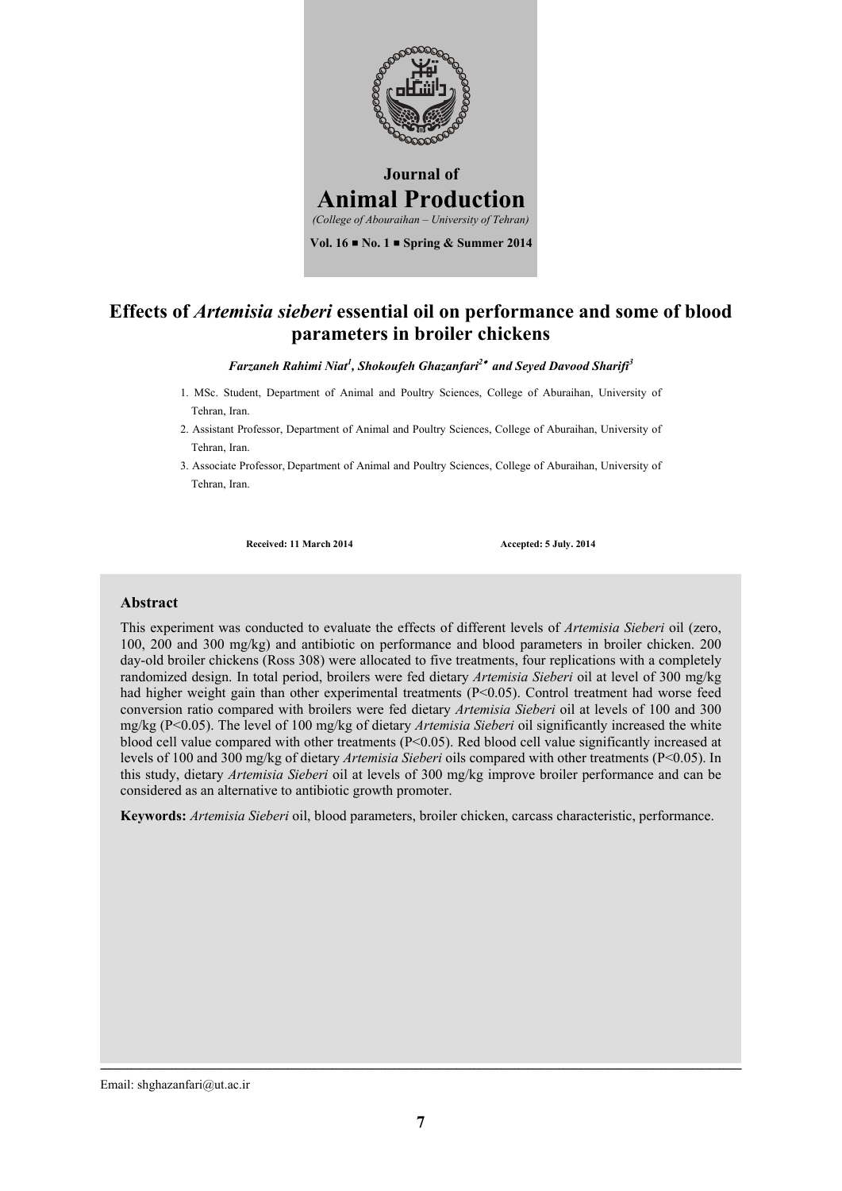Journal of

# Animal Production

*(College of Abouraihan – University of Tehran)*

**Vol. 16 ■ No. 1 ■ Spring & Summer 2014**

# Effects of *Artemisia sieberi* essential oil on performance and some of blood parameters in broiler chickens

***Farzaneh Rahimi Niat*[1], *Shokoufeh Ghazanfari*[2]\* *and Seyed Davood Sharifi*[3]**

1. MSc. Student, Department of Animal and Poultry Sciences, College of Aburaihan, University of Tehran, Iran.
2. Assistant Professor, Department of Animal and Poultry Sciences, College of Aburaihan, University of Tehran, Iran.
3. Associate Professor, Department of Animal and Poultry Sciences, College of Aburaihan, University of Tehran, Iran.

**Received: 11 March 2014** **Accepted: 5 July. 2014**

## Abstract

This experiment was conducted to evaluate the effects of different levels of *Artemisia Sieberi* oil (zero, 100, 200 and 300 mg/kg) and antibiotic on performance and blood parameters in broiler chicken. 200 day-old broiler chickens (Ross 308) were allocated to five treatments, four replications with a completely randomized design. In total period, broilers were fed dietary *Artemisia Sieberi* oil at level of 300 mg/kg had higher weight gain than other experimental treatments ($P<0.05$). Control treatment had worse feed conversion ratio compared with broilers were fed dietary *Artemisia Sieberi* oil at levels of 100 and 300 mg/kg ($P<0.05$). The level of 100 mg/kg of dietary *Artemisia Sieberi* oil significantly increased the white blood cell value compared with other treatments ($P<0.05$). Red blood cell value significantly increased at levels of 100 and 300 mg/kg of dietary *Artemisia Sieberi* oils compared with other treatments ($P<0.05$). In this study, dietary *Artemisia Sieberi* oil at levels of 300 mg/kg improve broiler performance and can be considered as an alternative to antibiotic growth promoter.

**Keywords:** *Artemisia Sieberi* oil, blood parameters, broiler chicken, carcass characteristic, performance.

Email: shghazanfari@ut.ac.ir